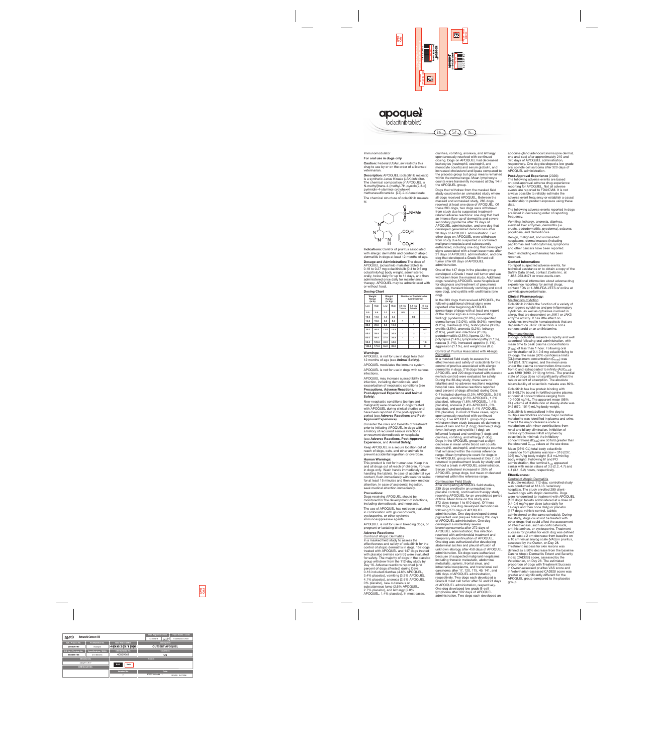# apoquel®

(oclacitinib tablet)

3.6 mg 5.4 mg 16 mg

Immunomodulator

**For oral use in dogs only**

**Caution:** Federal (USA) Law restricts this drug to use by or on the order of a licensed veterinarian.

**Description:** APOQUEL (oclacitinib maleate) is a synthetic Janus Kinase (JAK) inhibitor. The chemical composition of APOQUEL is N-methyl{trans-4-[methyl-7H-pyrrolo[2,3-d] pyrimidin-4-ylamino] cyclohexyl} methanesulfonamide (2Z)-2-butenedioate.

The chemical structure of oclacitinib maleate is:

**Indications:** Control of pruritus associated with allergic dermatitis and control of atopic dermatitis in dogs at least 12 months of age.

**Dosage and Administration:** The dose of APOQUEL (oclacitinib maleate) tablets is 0.18 to 0.27 mg oclacitinib/lb (0.4 to 0.6 mg oclacitinib/kg) body weight, administered orally, twice daily for up to 14 days, and then administered once daily for maintenance therapy. APOQUEL may be administered with or without food.

**Dosing Chart**

| Weight Range (in lb) | | Weight Range (in kg) | | Number of Tablets to be Administered | | |
|---|---|---|---|---|---|---|
| Low | High | Low | High | 3.6 mg Tablets | 5.4 mg Tablets | 16 mg Tablets |
| 6.6 | 9.9 | 3.0 | 4.4 | 0.5 | - | - |
| 10.0 | 14.9 | 4.5 | 5.9 | - | 0.5 | - |
| 15.0 | 19.9 | 6.0 | 8.9 | 1 | - | - |
| 20.0 | 29.9 | 9.0 | 13.4 | - | 1 | - |
| 30.0 | 44.9 | 13.5 | 19.9 | - | - | 0.5 |
| 45.0 | 59.9 | 20.0 | 26.9 | - | 2 | - |
| 60.0 | 89.9 | 27.0 | 39.9 | - | - | 1 |
| 90.0 | 129.9 | 40.0 | 54.9 | - | - | 1.5 |
| 130.0 | 175.9 | 55.0 | 80.0 | - | - | 2 |

**Warnings:**

APOQUEL is not for use in dogs less than 12 months of age (see **Animal Safety**).

APOQUEL modulates the immune system.

APOQUEL is not for use in dogs with serious infections.

APOQUEL may increase susceptibility to infection, including demodicosis, and exacerbation of neoplastic conditions (see **Precautions, Adverse Reactions, Post-Approval Experience and Animal Safety**).

New neoplastic conditions (benign and malignant) were observed in dogs treated with APOQUEL during clinical studies and have been reported in the post-approval period (see **Adverse Reactions and Post-Approval Experience**).

Consider the risks and benefits of treatment prior to initiating APOQUEL in dogs with a history of recurrent serious infections or recurrent demodicosis or neoplasia (see **Adverse Reactions, Post-Approval Experience**, and **Animal Safety**).

Keep APOQUEL in a secure location out of reach of dogs, cats, and other animals to prevent accidental ingestion or overdose.

**Human Warnings:**

This product is not for human use. Keep this and all drugs out of reach of children. For use in dogs only. Wash hands immediately after handling the tablets. In case of accidental eye contact, flush immediately with water or saline for at least 15 minutes and then seek medical attention. In case of accidental ingestion, seek medical attention immediately.

**Precautions:**

Dogs receiving APOQUEL should be monitored for the development of infections, including demodicosis, and neoplasia.

The use of APOQUEL has not been evaluated in combination with glucocorticoids, cyclosporine, or other systemic immunosuppressive agents.

APOQUEL is not for use in breeding dogs, or pregnant or lactating bitches.

**Adverse Reactions:**

Control of Atopic Dermatitis

In a masked field study to assess the effectiveness and safety of oclacitinib for the control of atopic dermatitis in dogs, 152 dogs treated with APOQUEL and 147 dogs treated with placebo (vehicle control) were evaluated for safety. The majority of dogs in the placebo group withdrew from the 112-day study by Day 16. Adverse reactions reported (and percent of dogs affected) during Days 0-16 included diarrhea (4.6% APOQUEL, 3.4% placebo), vomiting (3.9% APOQUEL, 4.1% placebo), anorexia (2.6% APOQUEL, 0% placebo), new cutaneous or subcutaneous lump (2.6% APOQUEL, 2.7% placebo), and lethargy (2.0% APOQUEL, 1.4% placebo). In most cases, diarrhea, vomiting, anorexia, and lethargy spontaneously resolved with continued dosing. Dogs on APOQUEL had decreased leukocytes (neutrophil, eosinophil, and monocyte counts) and serum globulin, and increased cholesterol and lipase compared to the placebo group but group means remained within the normal range. Mean lymphocyte counts were transiently increased at Day 14 in the APOQUEL group.

Dogs that withdrew from the masked field study could enter an unmasked study where all dogs received APOQUEL. Between the masked and unmasked study, 283 dogs received at least one dose of APOQUEL. Of these 283 dogs, two dogs were withdrawn from study due to suspected treatment-related adverse reactions: one dog that had an intense flare-up of dermatitis and severe secondary pyoderma after 19 days of APOQUEL administration, and one dog that developed generalized demodicosis after 28 days of APOQUEL administration. Two other dogs on APOQUEL were withdrawn from study due to suspected or confirmed malignant neoplasia and subsequently euthanized, including one dog that developed signs associated with a heart base mass after 21 days of APOQUEL administration, and one dog that developed a Grade III mast cell tumor after 60 days of APOQUEL administration.

One of the 147 dogs in the placebo group developed a Grade I mast cell tumor and was withdrawn from the masked study. Additional dogs receiving APOQUEL were hospitalized for diagnosis and treatment of pneumonia (one dog), transient bloody vomiting and stool (one dog), and cystitis with urolithiasis (one dog).

In the 283 dogs that received APOQUEL, the following additional clinical signs were reported after beginning APOQUEL (percentage of dogs with at least one report of the clinical sign as a non-pre-existing finding): pyoderma (12.0%), non-specified dermal lumps (12.0%), otitis (9.9%), vomiting (9.2%), diarrhea (6.0%), histiocytoma (3.9%), cystitis (3.5%), anorexia (3.2%), lethargy (2.8%), yeast skin infections (2.5%), pododermatitis (2.5%), lipoma (2.1%), polydipsia (1.4%), lymphadenopathy (1.1%), nausea (1.1%), increased appetite (1.1%), aggression (1.1%), and weight loss (0.7).

Control of Pruritus Associated with Allergic Dermatitis

In a masked field study to assess the effectiveness and safety of oclacitinib for the control of pruritus associated with allergic dermatitis in dogs, 216 dogs treated with APOQUEL and 220 dogs treated with placebo (vehicle control) were evaluated for safety. During the 30-day study, there were no fatalities and no adverse reactions requiring hospital care. Adverse reactions reported (and percent of dogs affected) during Days 0-7 included diarrhea (2.3% APOQUEL, 0.9% placebo), vomiting (2.3% APOQUEL, 1.8% placebo), lethargy (1.8% APOQUEL, 1.4% placebo), anorexia (1.4% APOQUEL, 0% placebo), and polydipsia (1.4% APOQUEL, 0% placebo). In most of these cases, signs spontaneously resolved with continued dosing. Five APOQUEL group dogs were withdrawn from study because of: darkening areas of skin and fur (1 dog); diarrhea (1 dog); fever, lethargy and cystitis (1 dog); an inflamed footpad and vomiting (1 dog); and diarrhea, vomiting, and lethargy (1 dog). Dogs in the APOQUEL group had a slight decrease in mean white blood cell counts (neutrophil, eosinophil, and monocyte counts) that remained within the normal reference range. Mean lymphocyte count for dogs in the APOQUEL group increased at Day 7, but returned to pretreatment levels by study end without a break in APOQUEL administration. Serum cholesterol increased in 25% of APOQUEL group dogs, but mean cholesterol remained within the reference range.

Continuation Field Study

After completing APOQUEL field studies, 239 dogs enrolled in an unmasked (no placebo control), continuation therapy study receiving APOQUEL for an unrestricted period of time. Mean time on this study was 372 days (range 1 to 610 days). Of these 239 dogs, one dog developed demodicosis following 273 days of APOQUEL administration. One dog developed dermal pigmented viral plaques following 266 days of APOQUEL administration. One dog developed a moderately severe bronchopneumonia after 272 days of APOQUEL administration; this infection resolved with antimicrobial treatment and temporary discontinuation of APOQUEL. One dog was euthanized after developing abdominal ascites and pleural effusion of unknown etiology after 450 days of APOQUEL administration. Six dogs were euthanized because of suspected malignant neoplasms: including thoracic metastatic, abdominal metastatic, splenic, frontal sinus, and intracranial neoplasms, and transitional cell carcinoma after 17, 120, 175, 49, 141, and 286 days of APOQUEL administration, respectively. Two dogs each developed a Grade II mast cell tumor after 52 and 91 days of APOQUEL administration, respectively. One dog developed low grade B-cell lymphoma after 392 days of APOQUEL administration. Two dogs each developed an apocrine gland adenocarcinoma (one dermal, one anal sac) after approximately 210 and 320 days of APOQUEL administration, respectively. One dog developed a low grade oral spindle cell sarcoma after 320 days of APOQUEL administration.

**Post-Approval Experience** (2020):

The following adverse events are based on post-approval adverse drug experience reporting for APOQUEL. Not all adverse events are reported to FDA/CVM. It is not always possible to reliably estimate the adverse event frequency or establish a causal relationship to product exposure using these data.

The following adverse events reported in dogs are listed in decreasing order of reporting frequency.

Vomiting, lethargy, anorexia, diarrhea, elevated liver enzymes, dermatitis (i.e. crusts, pododermatitis, pyoderma), seizures, polydipsia, and demodicosis.

Benign, malignant, and unclassified neoplasms, dermal masses (including papillomas and histiocytomas), lymphoma and other cancers have been reported.

Death (including euthanasia) has been reported.

**Contact Information:**

To report suspected adverse events, for technical assistance or to obtain a copy of the Safety Data Sheet, contact Zoetis Inc. at 1-888-963-8471 or www.zoetis.com.

For additional information about adverse drug experience reporting for animal drugs, contact FDA at 1-888-FDA-VETS or online at www.fda.gov/reportanimalae.

**Clinical Pharmacology:**

Mechanism of Action

Oclacitinib inhibits the function of a variety of pruritogenic cytokines and pro-inflammatory cytokines, as well as cytokines involved in allergy that are dependent on JAK1 or JAK3 enzyme activity. It has little effect on cytokines involved in hematopoiesis that are dependent on JAK2. Oclacitinib is not a corticosteroid or an antihistamine.

Pharmacokinetics

In dogs, oclacitinib maleate is rapidly and well absorbed following oral administration, with mean time to peak plasma concentrations ($T_{max}$) of less than 1 hour. Following oral administration of 0.4-0.6 mg oclacitinib/kg to 24 dogs, the mean (90% confidence limits [CL]) maximum concentration ($C_{max}$) was 324 (281, 372) ng/mL and the mean area under the plasma concentration-time curve from 0 and extrapolated to infinity ($AUC_{0-inf}$) was 1890 (1690, 2110) ng·hr/mL. The prandial state of dogs does not significantly affect the rate or extent of absorption. The absolute bioavailability of oclacitinib maleate was 89%.

Oclacitinib has low protein binding with 66.3-69.7% bound in fortified canine plasma at nominal concentrations ranging from 10-1000 ng/mL. The apparent mean (95% CL) volume of distribution at steady-state was 942 (870, 1014) mL/kg body weight.

Oclacitinib is metabolized in the dog to multiple metabolites and one major oxidative metabolite was identified in plasma and urine. Overall the major clearance route is metabolism with minor contributions from renal and biliary elimination. Inhibition of canine cytochrome P450 enzymes by oclacitinib is minimal; the inhibitory concentrations ($IC_{50s}$) are 50 fold greater than the observed $C_{max}$ values at the use dose.

Mean (95% CL) total body oclacitinib clearance from plasma was low – 316 (237, 396) mL/h/kg body weight (5.3 mL/min/kg body weight). Following IV and PO administration, the terminal $t_{1/2}$ appeared similar with mean values of 3.5 (2.2, 4.7) and 4.1 (3.1, 5.2) hours, respectively.

**Effectiveness:**

Control of Atopic Dermatitis

A double-masked, 112-day, controlled study was conducted at 18 U.S. veterinary hospitals. The study enrolled 299 client-owned dogs with atopic dermatitis. Dogs were randomized to treatment with APOQUEL (152 dogs: tablets administered at a dose of 0.4-0.6 mg/kg per dose twice daily for 14 days and then once daily) or placebo (147 dogs: vehicle control, tablets administered on the same schedule). During the study, dogs could not be treated with other drugs that could affect the assessment of effectiveness, such as corticosteroids, anti-histamines, or cyclosporine. Treatment success for pruritus for each dog was defined as at least a 2 cm decrease from baseline on a 10 cm visual analog scale (VAS) in pruritus, assessed by the Owner, on Day 28. Treatment success for skin lesions was defined as a 50% decrease from the baseline Canine Atopic Dermatitis Extent and Severity Index (CADESI) score, assessed by the Veterinarian, on Day 28. The estimated proportion of dogs with Treatment Success in Owner-assessed pruritus VAS score and in Veterinarian-assessed CADESI score was greater and significantly different for the APOQUEL group compared to the placebo group.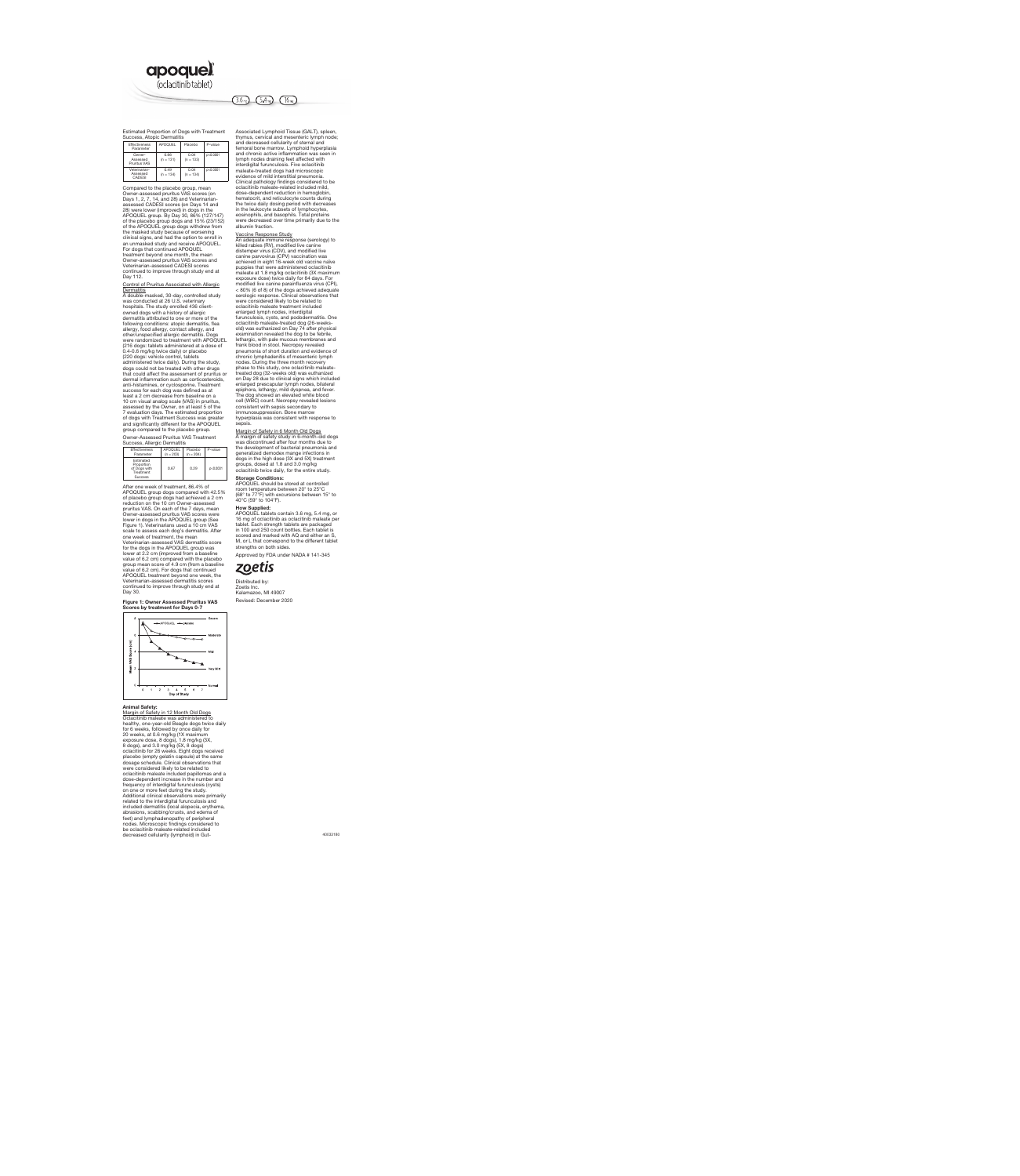Estimated Proportion of Dogs with Treatment Success, Atopic Dermatitis

| Effectiveness Parameter | APOQUEL | Placebo | P-value |
|---|---|---|---|
| Owner-Assessed Pruritus VAS | 0.66 (n = 131) | 0.04 (n = 133) | p<0.0001 |
| Veterinarian-Assessed CADESI | 0.49 (n = 134) | 0.04 (n = 134) | p<0.0001 |

Compared to the placebo group, mean Owner-assessed pruritus VAS scores (on Days 1, 2, 7, 14, and 28) and Veterinarian-assessed CADESI scores (on Days 14 and 28) were lower (improved) in dogs in the APOQUEL group. By Day 30, 86% (127/147) of the placebo group dogs and 15% (23/152) of the APOQUEL group dogs withdrew from the masked study because of worsening clinical signs, and had the option to enroll in an unmasked study and receive APOQUEL. For dogs that continued APOQUEL treatment beyond one month, the mean Owner-assessed pruritus VAS scores and Veterinarian-assessed CADESI scores continued to improve through study end at Day 112.

Control of Pruritus Associated with Allergic Dermatitis

A double-masked, 30-day, controlled study was conducted at 26 U.S. veterinary hospitals. The study enrolled 436 client-owned dogs with a history of allergic dermatitis attributed to one or more of the following conditions: atopic dermatitis, flea allergy, food allergy, contact allergy, and other/unspecified allergic dermatitis. Dogs were randomized to treatment with APOQUEL (216 dogs: tablets administered at a dose of 0.4-0.6 mg/kg twice daily) or placebo (220 dogs: vehicle control, tablets administered twice daily). During the study, dogs could not be treated with other drugs that could affect the assessment of pruritus or dermal inflammation such as corticosteroids, anti-histamines, or cyclosporine. Treatment success for each dog was defined as at least a 2 cm decrease from baseline on a 10 cm visual analog scale (VAS) in pruritus, assessed by the Owner, on at least 5 of the 7 evaluation days. The estimated proportion of dogs with Treatment Success was greater and significantly different for the APOQUEL group compared to the placebo group.

Owner-Assessed Pruritus VAS Treatment Success, Allergic Dermatitis

| Effectiveness Parameter | APOQUEL (n = 203) | Placebo (n = 204) | P-value |
|---|---|---|---|
| Estimated Proportion of Dogs with Treatment Success | 0.67 | 0.29 | p<0.0001 |

After one week of treatment, 86.4% of APOQUEL group dogs compared with 42.5% of placebo group dogs had achieved a 2 cm reduction on the 10 cm Owner-assessed pruritus VAS. On each of the 7 days, mean Owner-assessed pruritus VAS scores were lower in dogs in the APOQUEL group (See Figure 1). Veterinarians used a 10 cm VAS scale to assess each dog's dermatitis. After one week of treatment, the mean Veterinarian-assessed VAS dermatitis score for the dogs in the APOQUEL group was lower at 2.2 cm (improved from a baseline value of 6.2 cm) compared with the placebo group mean score of 4.9 cm (from a baseline value of 6.2 cm). For dogs that continued APOQUEL treatment beyond one week, the Veterinarian-assessed dermatitis scores continued to improve through study end at Day 30.

**Figure 1: Owner Assessed Pruritus VAS Scores by treatment for Days 0-7**

APOQUEL
placebo
Severe
Moderate
Mild
Very Mild
Normal
Mean VAS Score (cm)
8
6
4
2
0
0 1 2 3 4 5 6 7
Day of Study

**Animal Safety:**

Margin of Safety in 12 Month Old Dogs

Oclacitinib maleate was administered to healthy, one-year-old Beagle dogs twice daily for 6 weeks, followed by once daily for 20 weeks, at 0.6 mg/kg (1X maximum exposure dose, 8 dogs), 1.8 mg/kg (3X, 8 dogs), and 3.0 mg/kg (5X, 8 dogs) oclacitinib for 26 weeks. Eight dogs received placebo (empty gelatin capsule) at the same dosage schedule. Clinical observations that were considered likely to be related to oclacitinib maleate included papillomas and a dose-dependent increase in the number and frequency of interdigital furunculosis (cysts) on one or more feet during the study. Additional clinical observations were primarily related to the interdigital furunculosis and included dermatitis (focal alopecia, erythema, abrasions, scabbing/crusts, and edema of feet) and lymphadenopathy of peripheral nodes. Microscopic findings considered to be oclacitinib maleate-related included decreased cellularity (lymphoid) in Gut-Associated Lymphoid Tissue (GALT), spleen, thymus, cervical and mesenteric lymph node; and decreased cellularity of sternal and femoral bone marrow. Lymphoid hyperplasia and chronic active inflammation was seen in lymph nodes draining feet affected with interdigital furunculosis. Five oclacitinib maleate-treated dogs had microscopic evidence of mild interstitial pneumonia. Clinical pathology findings considered to be oclacitinib maleate-related included mild, dose-dependent reduction in hemoglobin, hematocrit, and reticulocyte counts during the twice daily dosing period with decreases in the leukocyte subsets of lymphocytes, eosinophils, and basophils. Total proteins were decreased over time primarily due to the albumin fraction.

Vaccine Response Study

An adequate immune response (serology) to killed rabies (RV), modified live canine distemper virus (CDV), and modified live canine parvovirus (CPV) vaccination was achieved in eight 16-week old vaccine naïve puppies that were administered oclacitinib maleate at 1.8 mg/kg oclacitinib (3X maximum exposure dose) twice daily for 84 days. For modified live canine parainfluenza virus (CPI), < 80% (6 of 8) of the dogs achieved adequate serologic response. Clinical observations that were considered likely to be related to oclacitinib maleate treatment included enlarged lymph nodes, interdigital furunculosis, cysts, and pododermatitis. One oclacitinib maleate-treated dog (26-weeks-old) was euthanized on Day 74 after physical examination revealed the dog to be febrile, lethargic, with pale mucous membranes and frank blood in stool. Necropsy revealed pneumonia of short duration and evidence of chronic lymphadenitis of mesenteric lymph nodes. During the three month recovery phase to this study, one oclacitinib maleate-treated dog (32-weeks old) was euthanized on Day 28 due to clinical signs which included enlarged prescapular lymph nodes, bilateral epiphora, lethargy, mild dyspnea, and fever. The dog showed an elevated white blood cell (WBC) count. Necropsy revealed lesions consistent with sepsis secondary to immunosuppression. Bone marrow hyperplasia was consistent with response to sepsis.

Margin of Safety in 6 Month Old Dogs

A margin of safety study in 6-month-old dogs was discontinued after four months due to the development of bacterial pneumonia and generalized demodex mange infections in dogs in the high dose (3X and 5X) treatment groups, dosed at 1.8 and 3.0 mg/kg oclacitinib twice daily, for the entire study.

**Storage Conditions:**

APOQUEL should be stored at controlled room temperature between 20° to 25°C (68° to 77°F) with excursions between 15° to 40°C (59° to 104°F).

**How Supplied:**

APOQUEL tablets contain 3.6 mg, 5.4 mg, or 16 mg of oclacitinib as oclacitinib maleate per tablet. Each strength tablets are packaged in 100 and 250 count bottles. Each tablet is scored and marked with AQ and either an S, M, or L that correspond to the different tablet strengths on both sides.

Approved by FDA under NADA # 141-345

zoetis

Distributed by:
Zoetis Inc.
Kalamazoo, MI 49007

Revised: December 2020

40033180